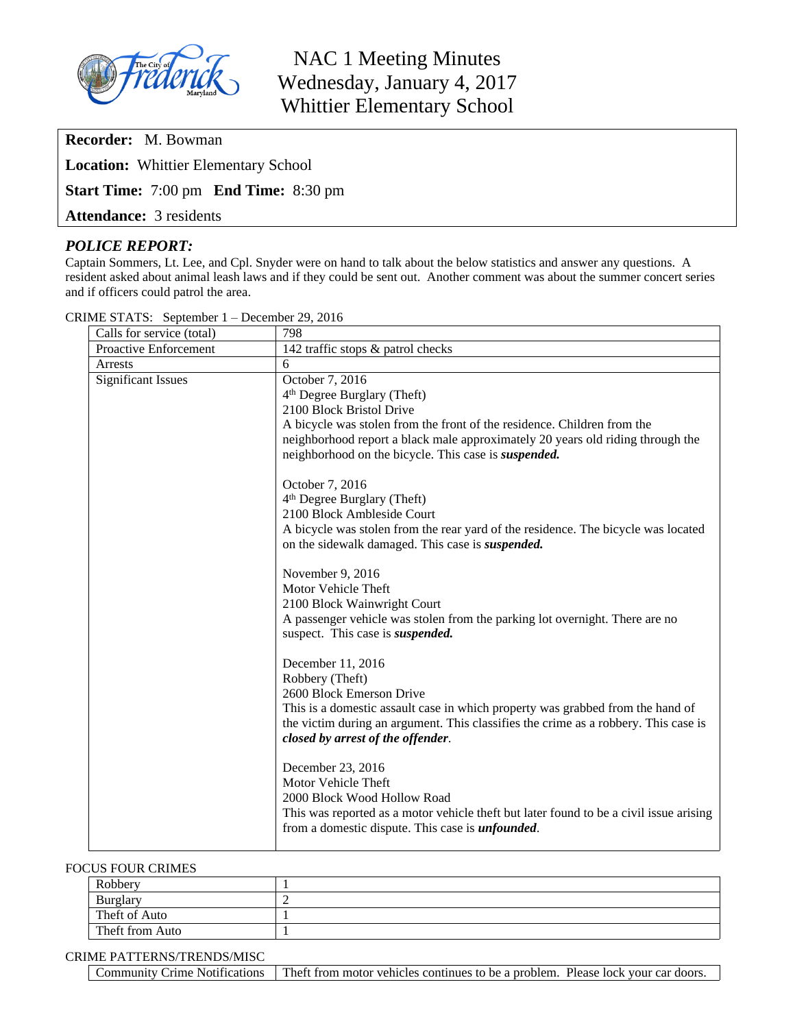# NAC 1 Meeting Minutes
# Wednesday, January 4, 2017
# Whittier Elementary School

**Recorder:** M. Bowman

**Location:** Whittier Elementary School

**Start Time:** 7:00 pm **End Time:** 8:30 pm

**Attendance:** 3 residents

## *POLICE REPORT:*

Captain Sommers, Lt. Lee, and Cpl. Snyder were on hand to talk about the below statistics and answer any questions. A resident asked about animal leash laws and if they could be sent out. Another comment was about the summer concert series and if officers could patrol the area.

CRIME STATS: September 1 – December 29, 2016

| | |
|---|---|
| Calls for service (total) | 798 |
| Proactive Enforcement | 142 traffic stops & patrol checks |
| Arrests | 6 |
| Significant Issues | October 7, 2016<br>4th Degree Burglary (Theft)<br>2100 Block Bristol Drive<br>A bicycle was stolen from the front of the residence. Children from the neighborhood report a black male approximately 20 years old riding through the neighborhood on the bicycle. This case is ***suspended.***<br><br>October 7, 2016<br>4th Degree Burglary (Theft)<br>2100 Block Ambleside Court<br>A bicycle was stolen from the rear yard of the residence. The bicycle was located on the sidewalk damaged. This case is ***suspended.***<br><br>November 9, 2016<br>Motor Vehicle Theft<br>2100 Block Wainwright Court<br>A passenger vehicle was stolen from the parking lot overnight. There are no suspect. This case is ***suspended.***<br><br>December 11, 2016<br>Robbery (Theft)<br>2600 Block Emerson Drive<br>This is a domestic assault case in which property was grabbed from the hand of the victim during an argument. This classifies the crime as a robbery. This case is ***closed by arrest of the offender***.<br><br>December 23, 2016<br>Motor Vehicle Theft<br>2000 Block Wood Hollow Road<br>This was reported as a motor vehicle theft but later found to be a civil issue arising from a domestic dispute. This case is ***unfounded***. |

FOCUS FOUR CRIMES

| | |
|---|---|
| Robbery | 1 |
| Burglary | 2 |
| Theft of Auto | 1 |
| Theft from Auto | 1 |

CRIME PATTERNS/TRENDS/MISC

| | |
|---|---|
| Community Crime Notifications | Theft from motor vehicles continues to be a problem. Please lock your car doors. |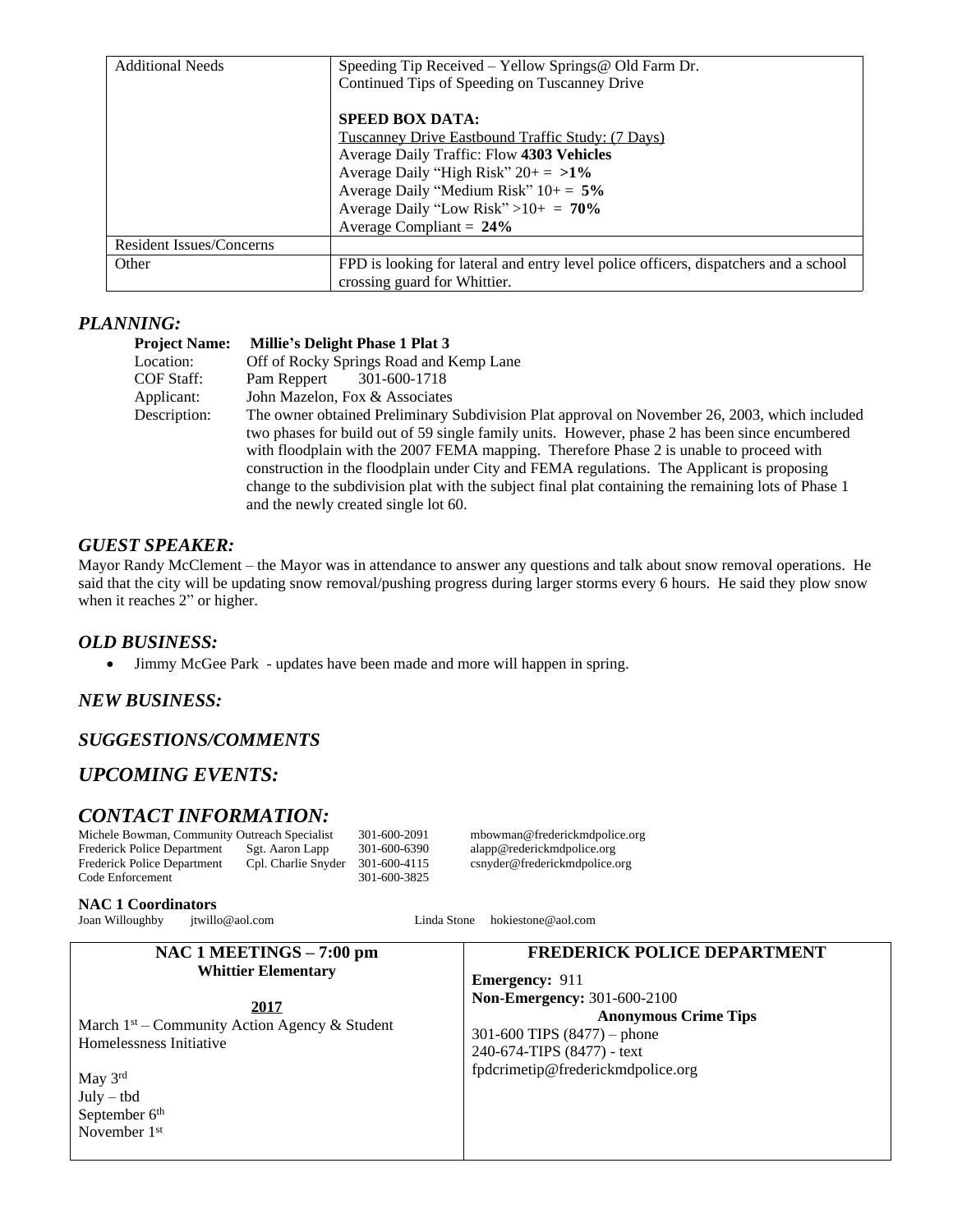| | |
|---|---|
| Additional Needs | Speeding Tip Received – Yellow Springs@ Old Farm Dr.<br>Continued Tips of Speeding on Tuscanney Drive<br><br>**SPEED BOX DATA:**<br>Tuscanney Drive Eastbound Traffic Study: (7 Days)<br>Average Daily Traffic: Flow **4303 Vehicles**<br>Average Daily "High Risk" 20+ = **>1%**<br>Average Daily "Medium Risk" 10+ = **5%**<br>Average Daily "Low Risk" >10+ = **70%**<br>Average Compliant = **24%** |
| Resident Issues/Concerns | |
| Other | FPD is looking for lateral and entry level police officers, dispatchers and a school crossing guard for Whittier. |

## *PLANNING:*

**Project Name:** **Millie's Delight Phase 1 Plat 3**
Location: Off of Rocky Springs Road and Kemp Lane
COF Staff: Pam Reppert 301-600-1718
Applicant: John Mazelon, Fox & Associates
Description: The owner obtained Preliminary Subdivision Plat approval on November 26, 2003, which included two phases for build out of 59 single family units. However, phase 2 has been since encumbered with floodplain with the 2007 FEMA mapping. Therefore Phase 2 is unable to proceed with construction in the floodplain under City and FEMA regulations. The Applicant is proposing change to the subdivision plat with the subject final plat containing the remaining lots of Phase 1 and the newly created single lot 60.

## *GUEST SPEAKER:*

Mayor Randy McClement – the Mayor was in attendance to answer any questions and talk about snow removal operations. He said that the city will be updating snow removal/pushing progress during larger storms every 6 hours. He said they plow snow when it reaches 2" or higher.

## *OLD BUSINESS:*

- Jimmy McGee Park - updates have been made and more will happen in spring.

## *NEW BUSINESS:*

## *SUGGESTIONS/COMMENTS*

## *UPCOMING EVENTS:*

## *CONTACT INFORMATION:*

| | | | |
|---|---|---|---|
| Michele Bowman, Community Outreach Specialist | | 301-600-2091 | mbowman@frederickmdpolice.org |
| Frederick Police Department | Sgt. Aaron Lapp | 301-600-6390 | alapp@rederickmdpolice.org |
| Frederick Police Department | Cpl. Charlie Snyder | 301-600-4115 | csnyder@frederickmdpolice.org |
| Code Enforcement | | 301-600-3825 | |

**NAC 1 Coordinators**

Joan Willoughby jtwillo@aol.com Linda Stone hokiestone@aol.com

| NAC 1 MEETINGS – 7:00 pm<br>Whittier Elementary | FREDERICK POLICE DEPARTMENT |
|---|---|
| **2017**<br>March 1st – Community Action Agency & Student Homelessness Initiative<br><br>May 3rd<br>July – tbd<br>September 6th<br>November 1st | **Emergency:** 911<br>**Non-Emergency:** 301-600-2100<br>**Anonymous Crime Tips**<br>301-600 TIPS (8477) – phone<br>240-674-TIPS (8477) - text<br>fpdcrimetip@frederickmdpolice.org |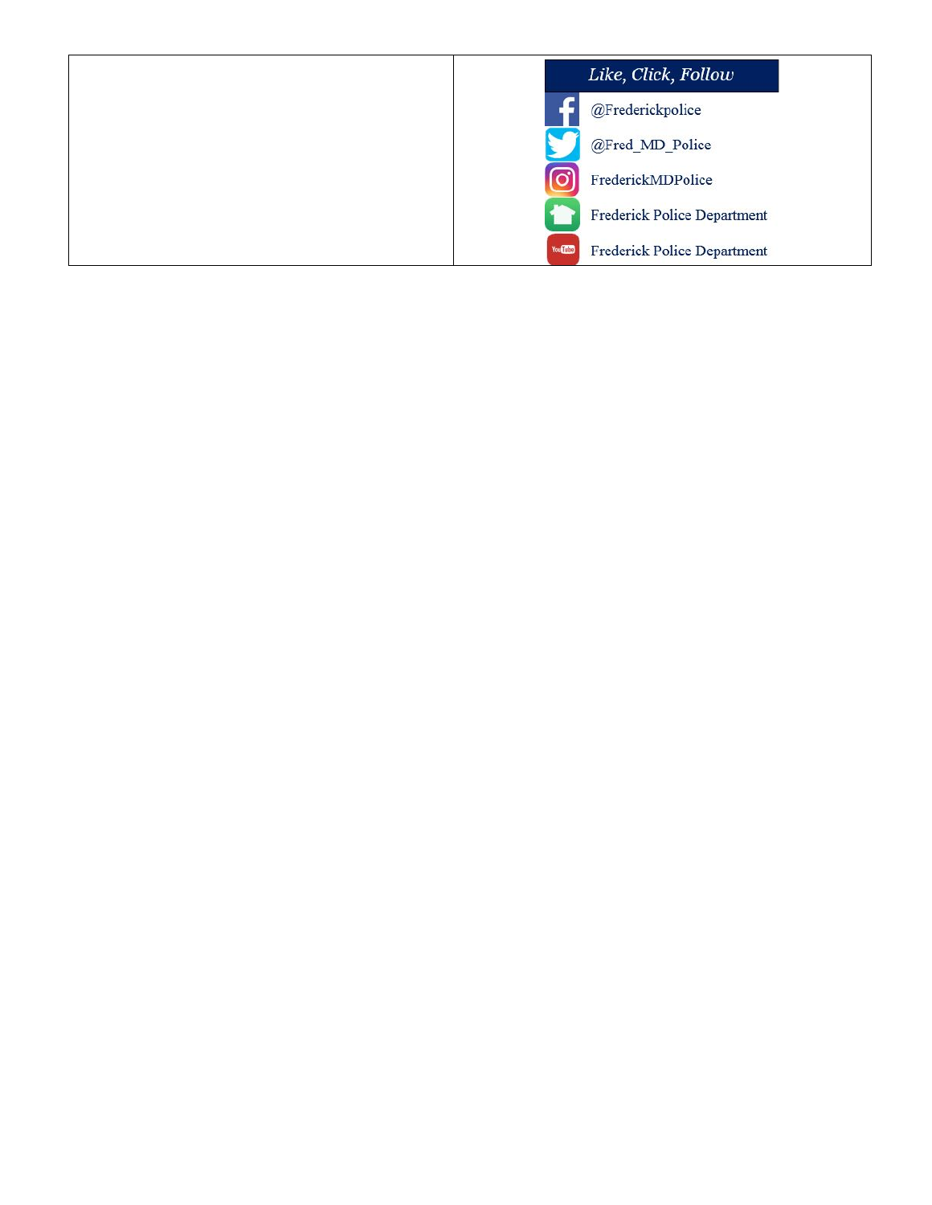| | |
|---|---|
| | ***Like, Click, Follow***<br>@Frederickpolice<br>@Fred_MD_Police<br>FrederickMDPolice<br>Frederick Police Department<br>Frederick Police Department |